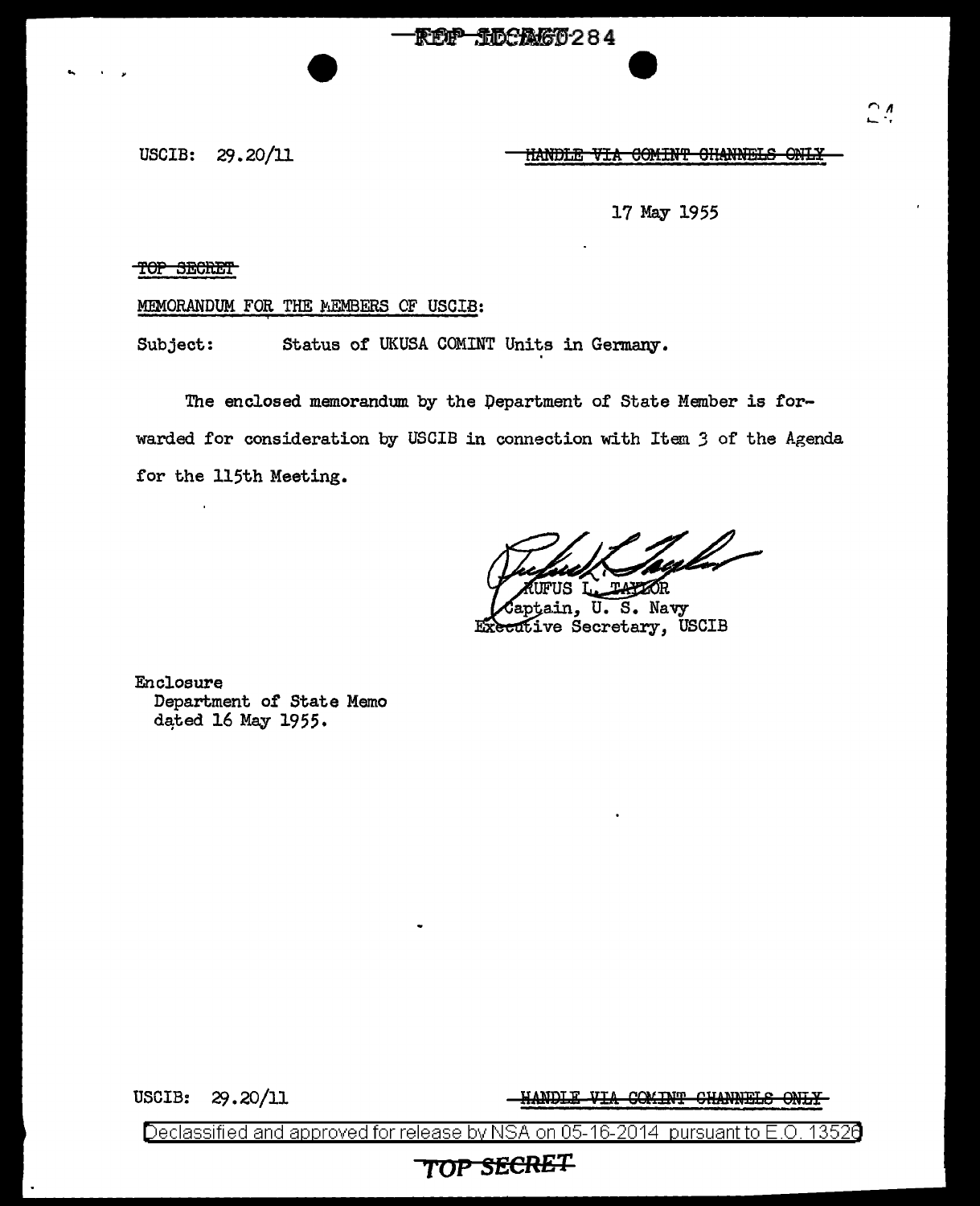REF ID:A60284

USCIB: 29.20/11

~~HANDLE VIA COMINT CHANNELS ONLY~~

17 May 1955

~~TOP SECRET~~

MEMORANDUM FOR THE MEMBERS OF USCIB:

Subject: Status of UKUSA COMINT Units in Germany.

The enclosed memorandum by the Department of State Member is forwarded for consideration by USCIB in connection with Item 3 of the Agenda for the 115th Meeting.

RUFUS L. TAYLOR
Captain, U. S. Navy
Executive Secretary, USCIB

Enclosure
Department of State Memo
dated 16 May 1955.

USCIB: 29.20/11

~~HANDLE VIA COMINT CHANNELS ONLY~~

Declassified and approved for release by NSA on 05-16-2014 pursuant to E.O. 13526

~~TOP SECRET~~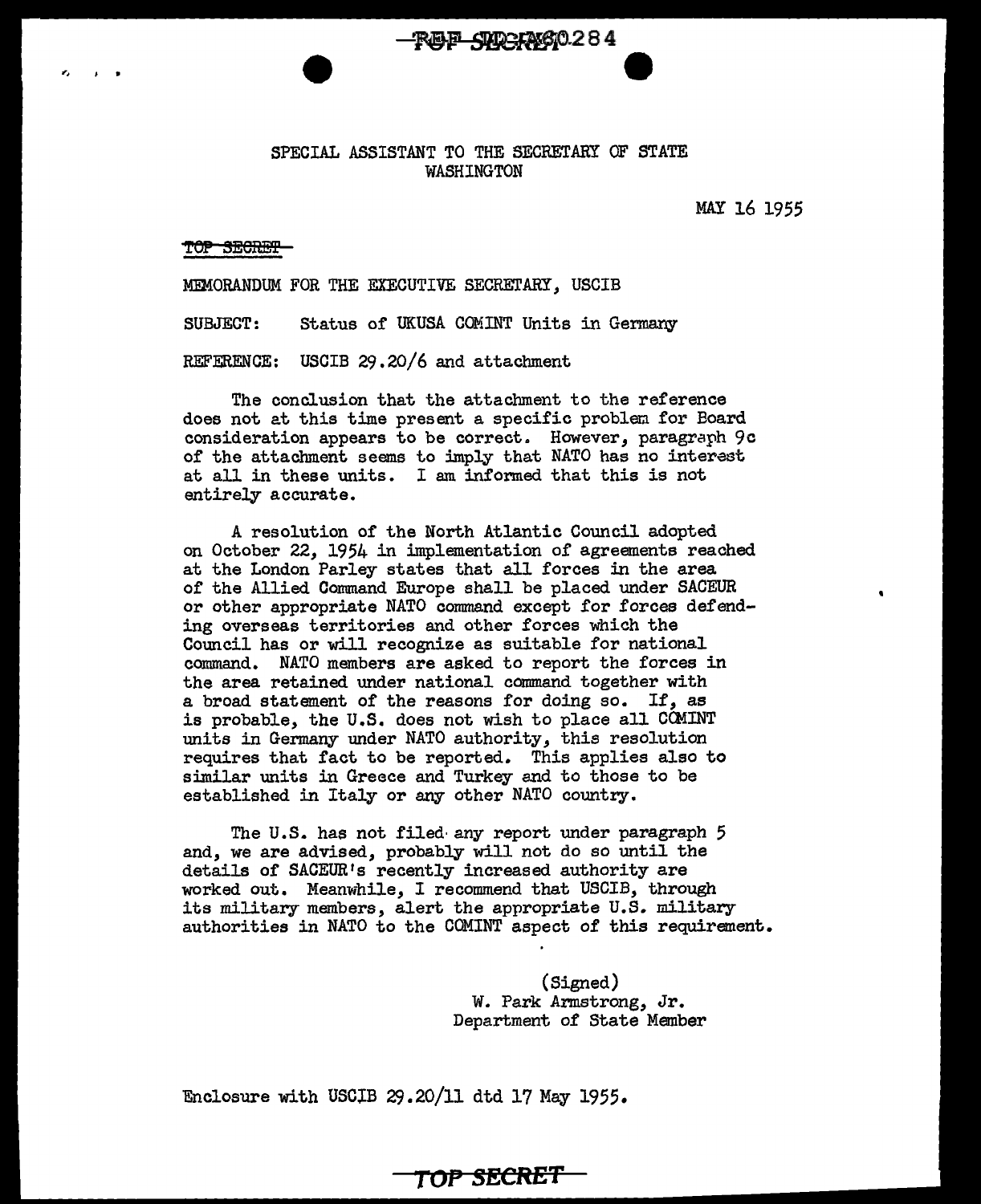SPECIAL ASSISTANT TO THE SECRETARY OF STATE
WASHINGTON

MAY 16 1955

TOP SECRET

MEMORANDUM FOR THE EXECUTIVE SECRETARY, USCIB

SUBJECT: Status of UKUSA COMINT Units in Germany

REFERENCE: USCIB 29.20/6 and attachment

The conclusion that the attachment to the reference does not at this time present a specific problem for Board consideration appears to be correct. However, paragraph 9c of the attachment seems to imply that NATO has no interest at all in these units. I am informed that this is not entirely accurate.

A resolution of the North Atlantic Council adopted on October 22, 1954 in implementation of agreements reached at the London Parley states that all forces in the area of the Allied Command Europe shall be placed under SACEUR or other appropriate NATO command except for forces defending overseas territories and other forces which the Council has or will recognize as suitable for national command. NATO members are asked to report the forces in the area retained under national command together with a broad statement of the reasons for doing so. If, as is probable, the U.S. does not wish to place all COMINT units in Germany under NATO authority, this resolution requires that fact to be reported. This applies also to similar units in Greece and Turkey and to those to be established in Italy or any other NATO country.

The U.S. has not filed any report under paragraph 5 and, we are advised, probably will not do so until the details of SACEUR's recently increased authority are worked out. Meanwhile, I recommend that USCIB, through its military members, alert the appropriate U.S. military authorities in NATO to the COMINT aspect of this requirement.

(Signed)
W. Park Armstrong, Jr.
Department of State Member

Enclosure with USCIB 29.20/11 dtd 17 May 1955.

TOP SECRET